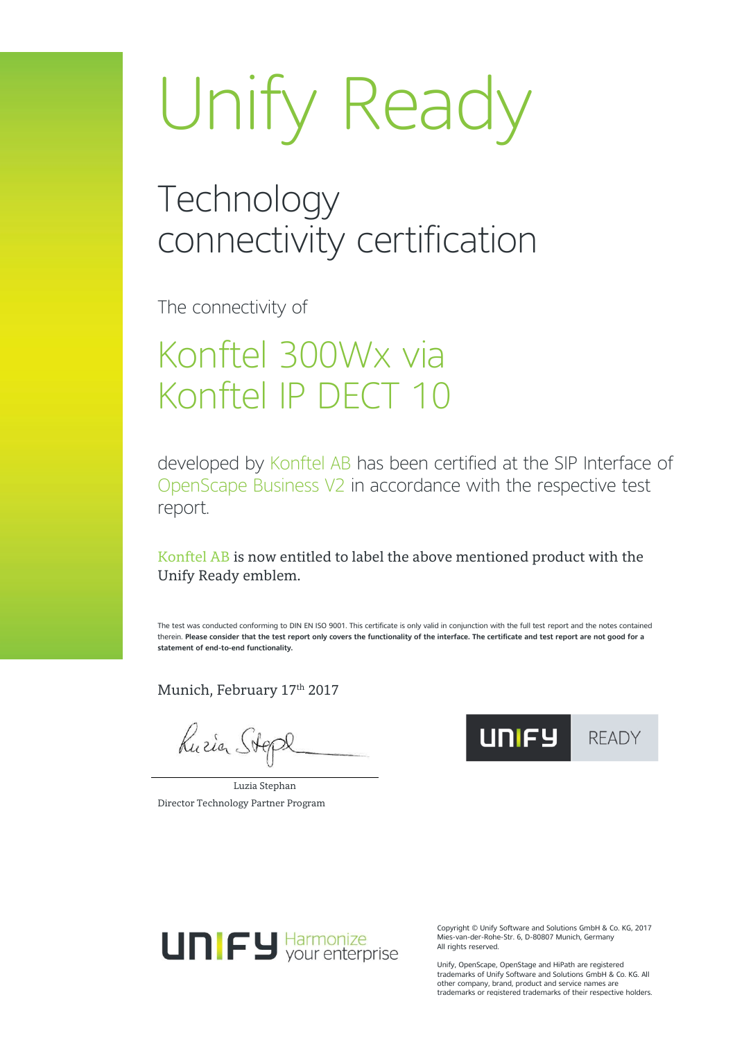# Unify Ready

## Technology connectivity certification

The connectivity of

## Konftel 300Wx via Konftel IP DECT 10

developed by Konftel AB has been certified at the SIP Interface of OpenScape Business V2 in accordance with the respective test report.

Konftel AB is now entitled to label the above mentioned product with the Unify Ready emblem.

The test was conducted conforming to DIN EN ISO 9001. This certificate is only valid in conjunction with the full test report and the notes contained therein. **Please consider that the test report only covers the functionality of the interface. The certificate and test report are not good for a statement of end-to-end functionality.**

Munich, February 17th 2017

Luzia Stephan
Director Technology Partner Program

UNIFY READY

UNIFY Harmonize your enterprise

Copyright © Unify Software and Solutions GmbH & Co. KG, 2017
Mies-van-der-Rohe-Str. 6, D-80807 Munich, Germany
All rights reserved.

Unify, OpenScape, OpenStage and HiPath are registered trademarks of Unify Software and Solutions GmbH & Co. KG. All other company, brand, product and service names are trademarks or registered trademarks of their respective holders.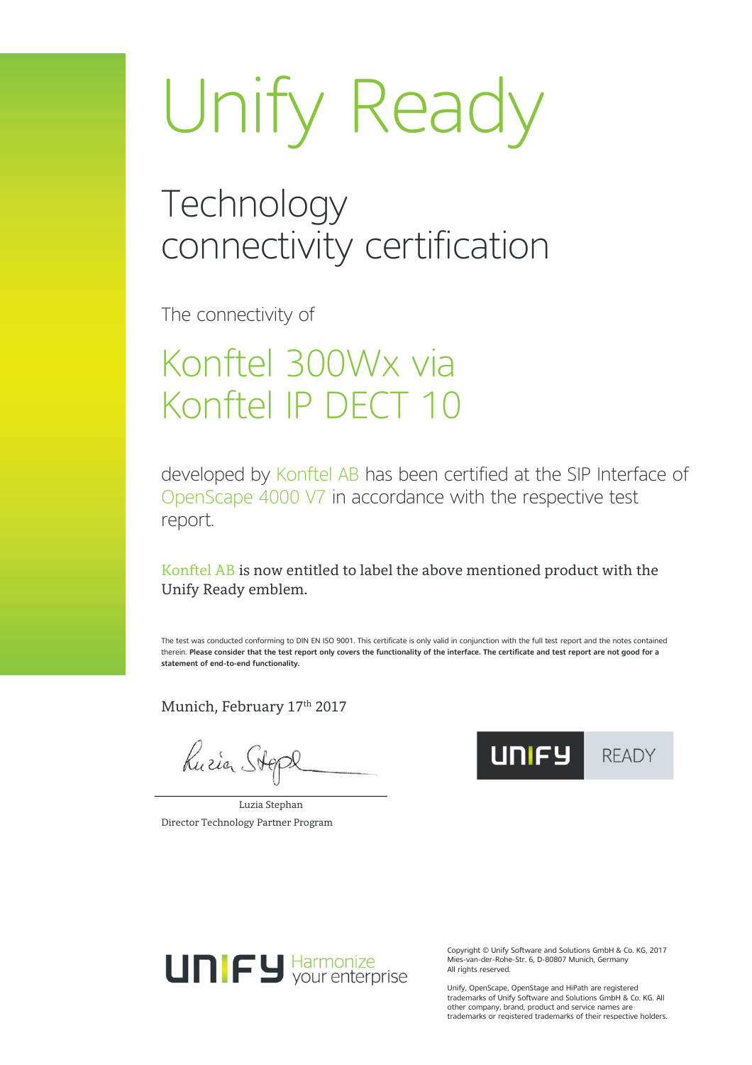# Unify Ready

## Technology connectivity certification

The connectivity of

## Konftel 300Wx via Konftel IP DECT 10

developed by Konftel AB has been certified at the SIP Interface of OpenScape 4000 V7 in accordance with the respective test report.

Konftel AB is now entitled to label the above mentioned product with the Unify Ready emblem.

The test was conducted conforming to DIN EN ISO 9001. This certificate is only valid in conjunction with the full test report and the notes contained therein. **Please consider that the test report only covers the functionality of the interface. The certificate and test report are not good for a statement of end-to-end functionality.**

Munich, February 17th 2017

Luzia Stephan
Director Technology Partner Program

UNIFY READY

UNIFY Harmonize your enterprise

Copyright © Unify Software and Solutions GmbH & Co. KG, 2017
Mies-van-der-Rohe-Str. 6, D-80807 Munich, Germany
All rights reserved.

Unify, OpenScape, OpenStage and HiPath are registered trademarks of Unify Software and Solutions GmbH & Co. KG. All other company, brand, product and service names are trademarks or registered trademarks of their respective holders.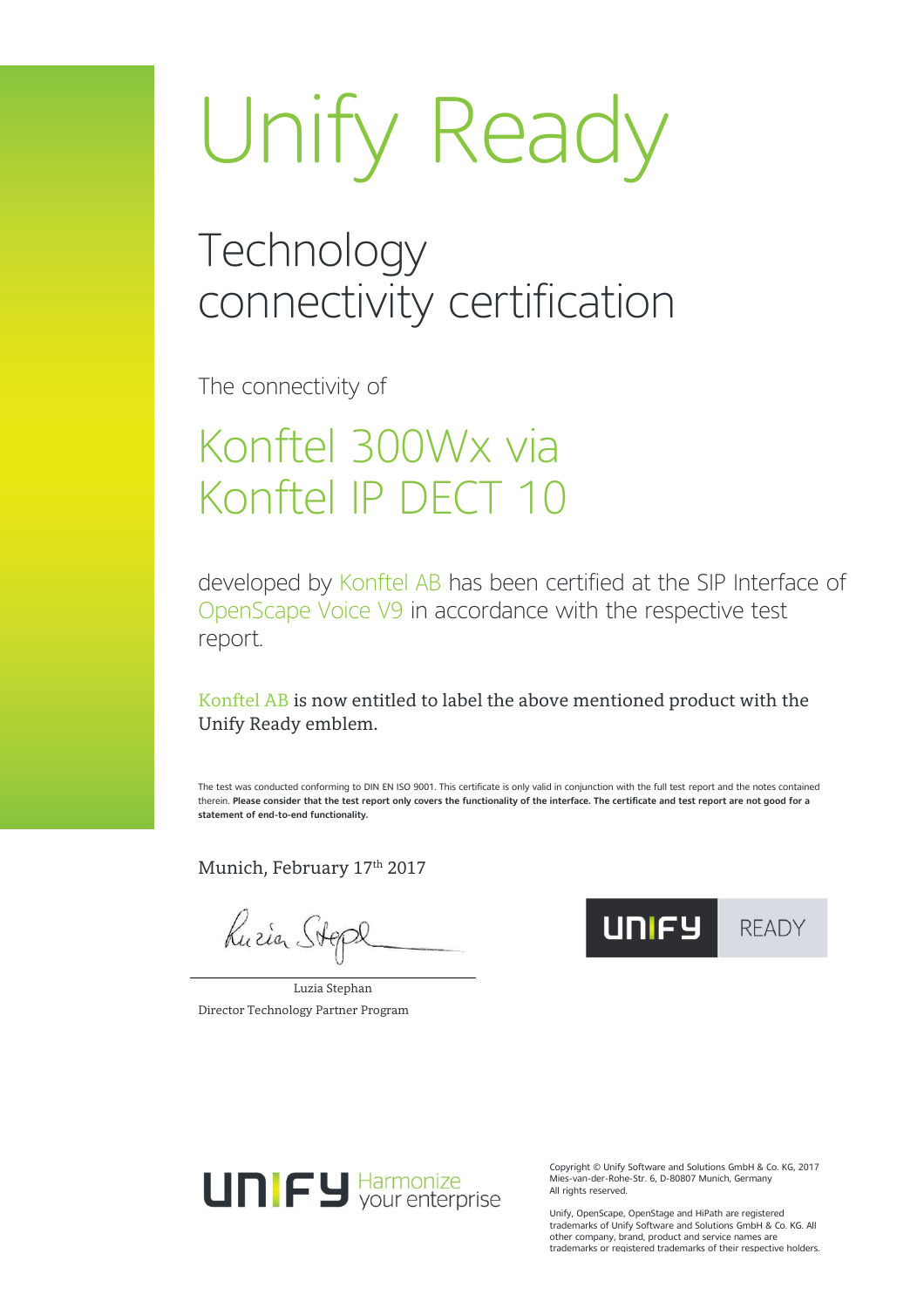# Unify Ready

## Technology connectivity certification

The connectivity of

## Konftel 300Wx via Konftel IP DECT 10

developed by Konftel AB has been certified at the SIP Interface of OpenScape Voice V9 in accordance with the respective test report.

Konftel AB is now entitled to label the above mentioned product with the Unify Ready emblem.

The test was conducted conforming to DIN EN ISO 9001. This certificate is only valid in conjunction with the full test report and the notes contained therein. **Please consider that the test report only covers the functionality of the interface. The certificate and test report are not good for a statement of end-to-end functionality.**

Munich, February 17th 2017

Luzia Stephan
Director Technology Partner Program

UNIFY READY

UNIFY Harmonize your enterprise

Copyright © Unify Software and Solutions GmbH & Co. KG, 2017
Mies-van-der-Rohe-Str. 6, D-80807 Munich, Germany
All rights reserved.

Unify, OpenScape, OpenStage and HiPath are registered trademarks of Unify Software and Solutions GmbH & Co. KG. All other company, brand, product and service names are trademarks or registered trademarks of their respective holders.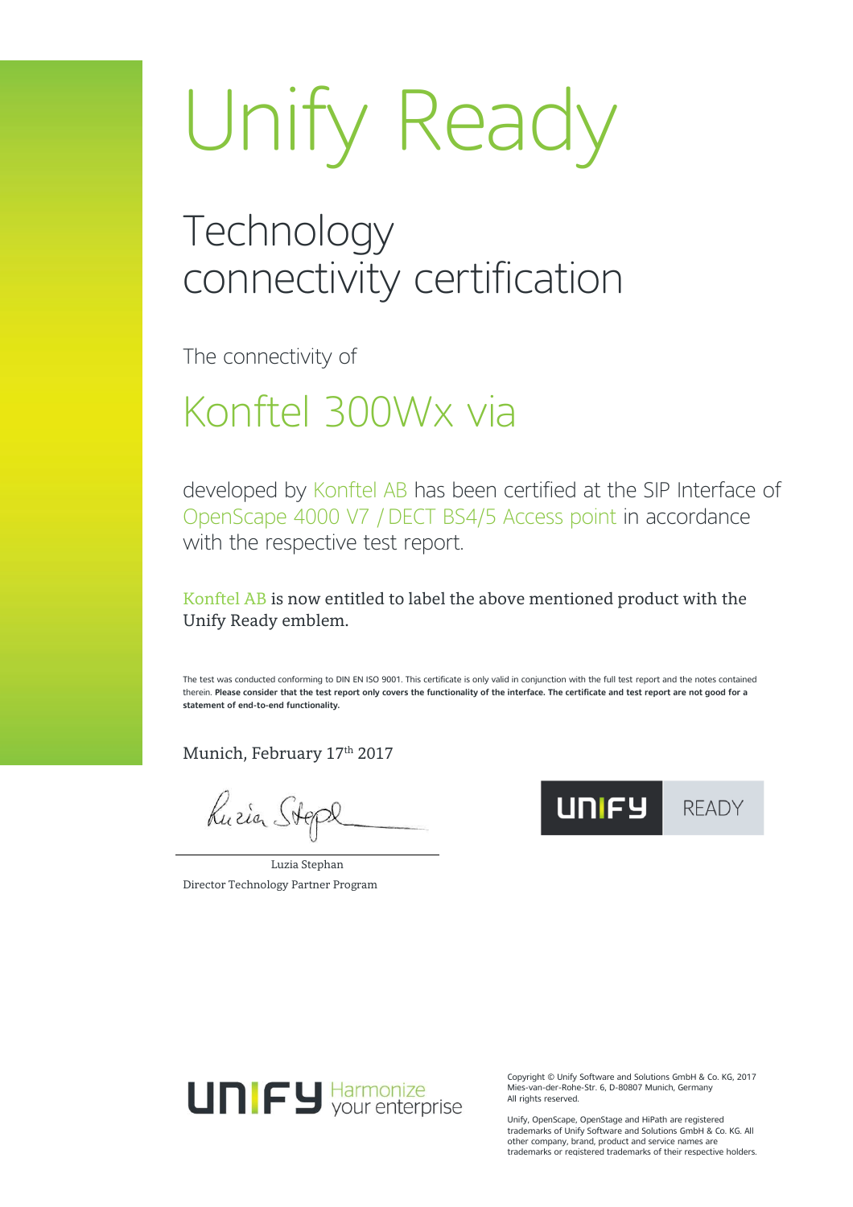# Unify Ready

## Technology connectivity certification

The connectivity of

## Konftel 300Wx via

developed by Konftel AB has been certified at the SIP Interface of OpenScape 4000 V7 / DECT BS4/5 Access point in accordance with the respective test report.

Konftel AB is now entitled to label the above mentioned product with the Unify Ready emblem.

The test was conducted conforming to DIN EN ISO 9001. This certificate is only valid in conjunction with the full test report and the notes contained therein. **Please consider that the test report only covers the functionality of the interface. The certificate and test report are not good for a statement of end-to-end functionality.**

Munich, February 17th 2017

Luzia Stephan
Director Technology Partner Program

UNIFY READY

UNIFY Harmonize your enterprise

Copyright © Unify Software and Solutions GmbH & Co. KG, 2017
Mies-van-der-Rohe-Str. 6, D-80807 Munich, Germany
All rights reserved.

Unify, OpenScape, OpenStage and HiPath are registered trademarks of Unify Software and Solutions GmbH & Co. KG. All other company, brand, product and service names are trademarks or registered trademarks of their respective holders.